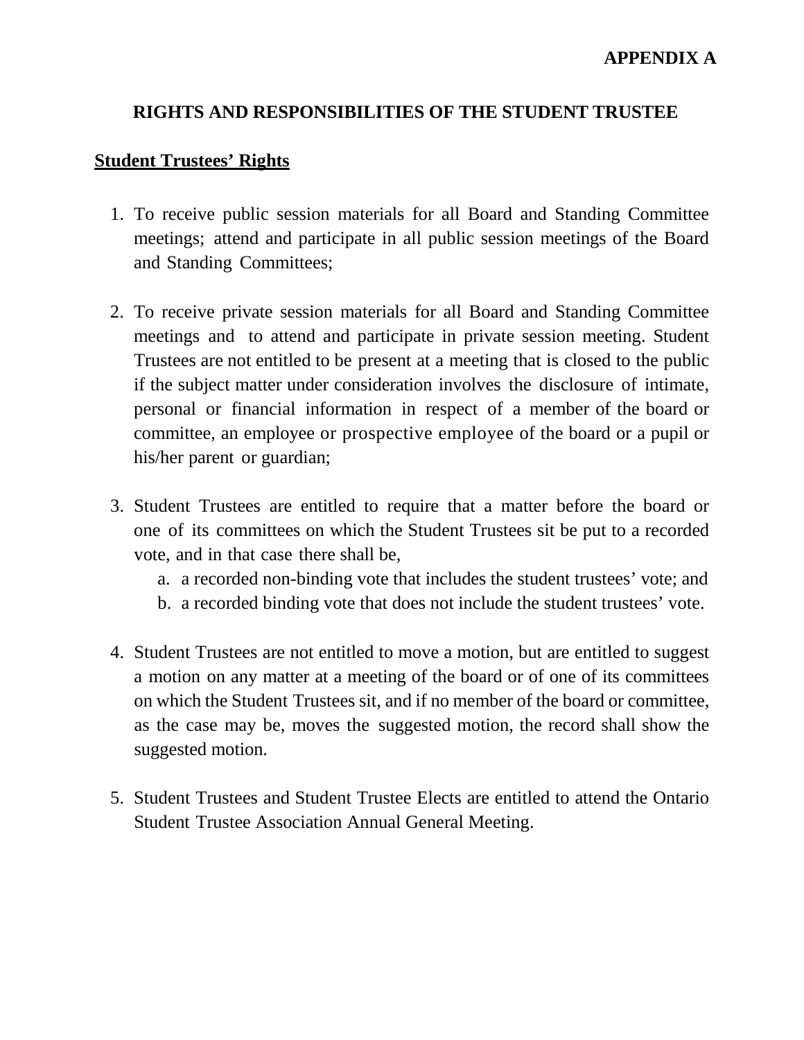**APPENDIX A**

# RIGHTS AND RESPONSIBILITIES OF THE STUDENT TRUSTEE

## Student Trustees' Rights

1. To receive public session materials for all Board and Standing Committee meetings; attend and participate in all public session meetings of the Board and Standing Committees;

2. To receive private session materials for all Board and Standing Committee meetings and to attend and participate in private session meeting. Student Trustees are not entitled to be present at a meeting that is closed to the public if the subject matter under consideration involves the disclosure of intimate, personal or financial information in respect of a member of the board or committee, an employee or prospective employee of the board or a pupil or his/her parent or guardian;

3. Student Trustees are entitled to require that a matter before the board or one of its committees on which the Student Trustees sit be put to a recorded vote, and in that case there shall be,
   a. a recorded non-binding vote that includes the student trustees' vote; and
   b. a recorded binding vote that does not include the student trustees' vote.

4. Student Trustees are not entitled to move a motion, but are entitled to suggest a motion on any matter at a meeting of the board or of one of its committees on which the Student Trustees sit, and if no member of the board or committee, as the case may be, moves the suggested motion, the record shall show the suggested motion.

5. Student Trustees and Student Trustee Elects are entitled to attend the Ontario Student Trustee Association Annual General Meeting.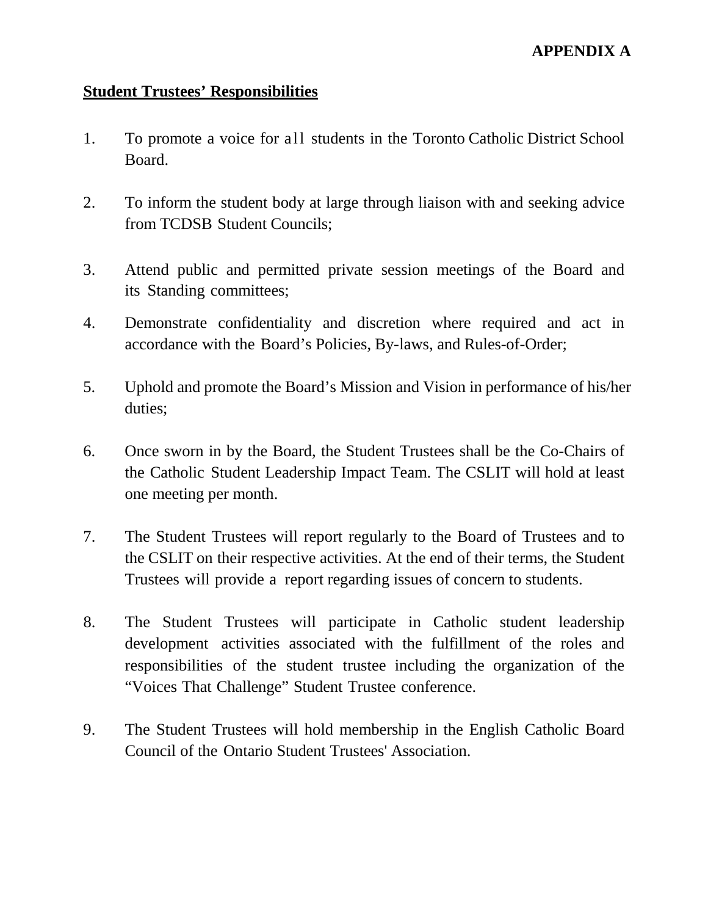**APPENDIX A**

**Student Trustees' Responsibilities**

1. To promote a voice for all students in the Toronto Catholic District School Board.

2. To inform the student body at large through liaison with and seeking advice from TCDSB Student Councils;

3. Attend public and permitted private session meetings of the Board and its Standing committees;

4. Demonstrate confidentiality and discretion where required and act in accordance with the Board's Policies, By-laws, and Rules-of-Order;

5. Uphold and promote the Board's Mission and Vision in performance of his/her duties;

6. Once sworn in by the Board, the Student Trustees shall be the Co-Chairs of the Catholic Student Leadership Impact Team. The CSLIT will hold at least one meeting per month.

7. The Student Trustees will report regularly to the Board of Trustees and to the CSLIT on their respective activities. At the end of their terms, the Student Trustees will provide a report regarding issues of concern to students.

8. The Student Trustees will participate in Catholic student leadership development activities associated with the fulfillment of the roles and responsibilities of the student trustee including the organization of the "Voices That Challenge" Student Trustee conference.

9. The Student Trustees will hold membership in the English Catholic Board Council of the Ontario Student Trustees' Association.